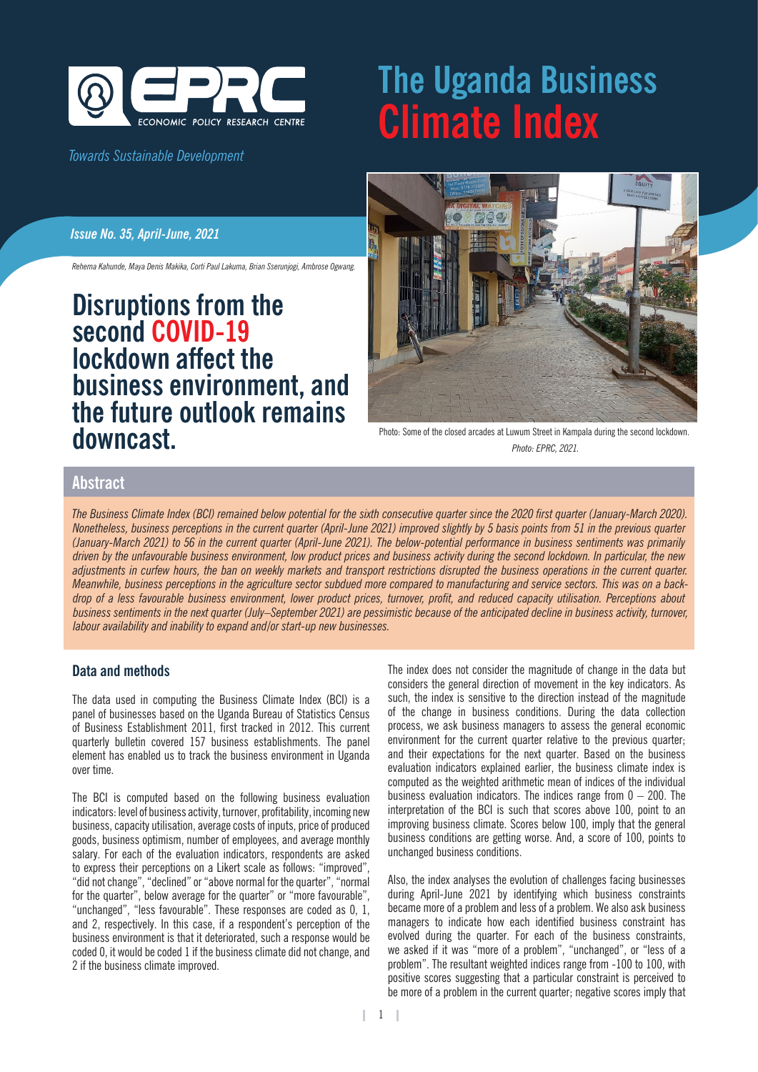# The Uganda Business Climate Index

ECONOMIC POLICY RESEARCH CENTRE

*Towards Sustainable Development*

***Issue No. 35, April-June, 2021***

*Rehema Kahunde, Maya Denis Makika, Corti Paul Lakuma, Brian Sserunjogi, Ambrose Ogwang.*

## Disruptions from the second COVID-19 lockdown affect the business environment, and the future outlook remains downcast.

Photo: Some of the closed arcades at Luwum Street in Kampala during the second lockdown. *Photo: EPRC, 2021.*

## Abstract

*The Business Climate Index (BCI) remained below potential for the sixth consecutive quarter since the 2020 first quarter (January-March 2020). Nonetheless, business perceptions in the current quarter (April-June 2021) improved slightly by 5 basis points from 51 in the previous quarter (January-March 2021) to 56 in the current quarter (April-June 2021). The below-potential performance in business sentiments was primarily driven by the unfavourable business environment, low product prices and business activity during the second lockdown. In particular, the new adjustments in curfew hours, the ban on weekly markets and transport restrictions disrupted the business operations in the current quarter. Meanwhile, business perceptions in the agriculture sector subdued more compared to manufacturing and service sectors. This was on a backdrop of a less favourable business environment, lower product prices, turnover, profit, and reduced capacity utilisation. Perceptions about business sentiments in the next quarter (July–September 2021) are pessimistic because of the anticipated decline in business activity, turnover, labour availability and inability to expand and/or start-up new businesses.*

### Data and methods

The data used in computing the Business Climate Index (BCI) is a panel of businesses based on the Uganda Bureau of Statistics Census of Business Establishment 2011, first tracked in 2012. This current quarterly bulletin covered 157 business establishments. The panel element has enabled us to track the business environment in Uganda over time.

The BCI is computed based on the following business evaluation indicators: level of business activity, turnover, profitability, incoming new business, capacity utilisation, average costs of inputs, price of produced goods, business optimism, number of employees, and average monthly salary. For each of the evaluation indicators, respondents are asked to express their perceptions on a Likert scale as follows: "improved", "did not change", "declined" or "above normal for the quarter", "normal for the quarter", below average for the quarter" or "more favourable", "unchanged", "less favourable". These responses are coded as 0, 1, and 2, respectively. In this case, if a respondent's perception of the business environment is that it deteriorated, such a response would be coded 0, it would be coded 1 if the business climate did not change, and 2 if the business climate improved.

The index does not consider the magnitude of change in the data but considers the general direction of movement in the key indicators. As such, the index is sensitive to the direction instead of the magnitude of the change in business conditions. During the data collection process, we ask business managers to assess the general economic environment for the current quarter relative to the previous quarter; and their expectations for the next quarter. Based on the business evaluation indicators explained earlier, the business climate index is computed as the weighted arithmetic mean of indices of the individual business evaluation indicators. The indices range from 0 – 200. The interpretation of the BCI is such that scores above 100, point to an improving business climate. Scores below 100, imply that the general business conditions are getting worse. And, a score of 100, points to unchanged business conditions.

Also, the index analyses the evolution of challenges facing businesses during April-June 2021 by identifying which business constraints became more of a problem and less of a problem. We also ask business managers to indicate how each identified business constraint has evolved during the quarter. For each of the business constraints, we asked if it was "more of a problem", "unchanged", or "less of a problem". The resultant weighted indices range from -100 to 100, with positive scores suggesting that a particular constraint is perceived to be more of a problem in the current quarter; negative scores imply that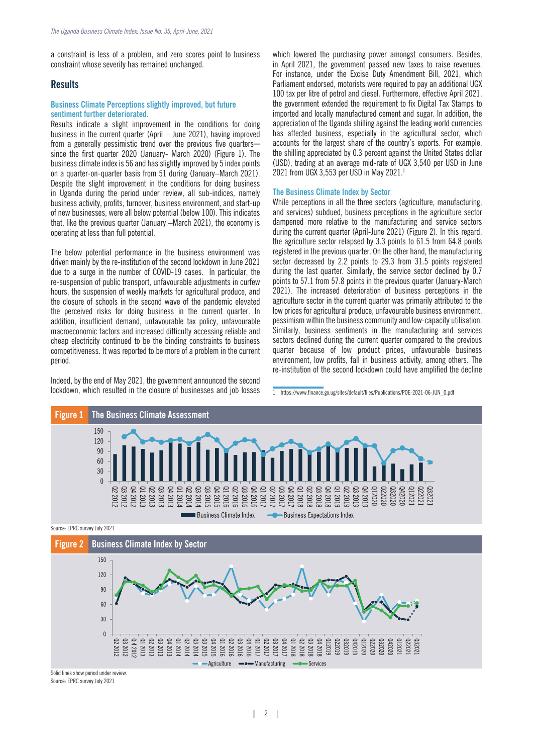a constraint is less of a problem, and zero scores point to business constraint whose severity has remained unchanged.

## Results

### Business Climate Perceptions slightly improved, but future sentiment further deteriorated.

Results indicate a slight improvement in the conditions for doing business in the current quarter (April – June 2021), having improved from a generally pessimistic trend over the previous five quarters—since the first quarter 2020 (January- March 2020) (Figure 1). The business climate index is 56 and has slightly improved by 5 index points on a quarter-on-quarter basis from 51 during (January–March 2021). Despite the slight improvement in the conditions for doing business in Uganda during the period under review, all sub-indices, namely business activity, profits, turnover, business environment, and start-up of new businesses, were all below potential (below 100). This indicates that, like the previous quarter (January –March 2021), the economy is operating at less than full potential.

The below potential performance in the business environment was driven mainly by the re-institution of the second lockdown in June 2021 due to a surge in the number of COVID-19 cases. In particular, the re-suspension of public transport, unfavourable adjustments in curfew hours, the suspension of weekly markets for agricultural produce, and the closure of schools in the second wave of the pandemic elevated the perceived risks for doing business in the current quarter. In addition, insufficient demand, unfavourable tax policy, unfavourable macroeconomic factors and increased difficulty accessing reliable and cheap electricity continued to be the binding constraints to business competitiveness. It was reported to be more of a problem in the current period.

Indeed, by the end of May 2021, the government announced the second lockdown, which resulted in the closure of businesses and job losses which lowered the purchasing power amongst consumers. Besides, in April 2021, the government passed new taxes to raise revenues. For instance, under the Excise Duty Amendment Bill, 2021, which Parliament endorsed, motorists were required to pay an additional UGX 100 tax per litre of petrol and diesel. Furthermore, effective April 2021, the government extended the requirement to fix Digital Tax Stamps to imported and locally manufactured cement and sugar. In addition, the appreciation of the Uganda shilling against the leading world currencies has affected business, especially in the agricultural sector, which accounts for the largest share of the country's exports. For example, the shilling appreciated by 0.3 percent against the United States dollar (USD), trading at an average mid-rate of UGX 3,540 per USD in June 2021 from UGX 3,553 per USD in May 2021.[1]

### The Business Climate Index by Sector

While perceptions in all the three sectors (agriculture, manufacturing, and services) subdued, business perceptions in the agriculture sector dampened more relative to the manufacturing and service sectors during the current quarter (April-June 2021) (Figure 2). In this regard, the agriculture sector relapsed by 3.3 points to 61.5 from 64.8 points registered in the previous quarter. On the other hand, the manufacturing sector decreased by 2.2 points to 29.3 from 31.5 points registered during the last quarter. Similarly, the service sector declined by 0.7 points to 57.1 from 57.8 points in the previous quarter (January-March 2021). The increased deterioration of business perceptions in the agriculture sector in the current quarter was primarily attributed to the low prices for agricultural produce, unfavourable business environment, pessimism within the business community and low-capacity utilisation. Similarly, business sentiments in the manufacturing and services sectors declined during the current quarter compared to the previous quarter because of low product prices, unfavourable business environment, low profits, fall in business activity, among others. The re-institution of the second lockdown could have amplified the decline

[1] https://www.finance.go.ug/sites/default/files/Publications/POE-2021-06-JUN_0.pdf

**Figure 1** The Business Climate Assessment

Source: EPRC survey July 2021

**Figure 2** Business Climate Index by Sector

Solid lines show period under review.
Source: EPRC survey July 2021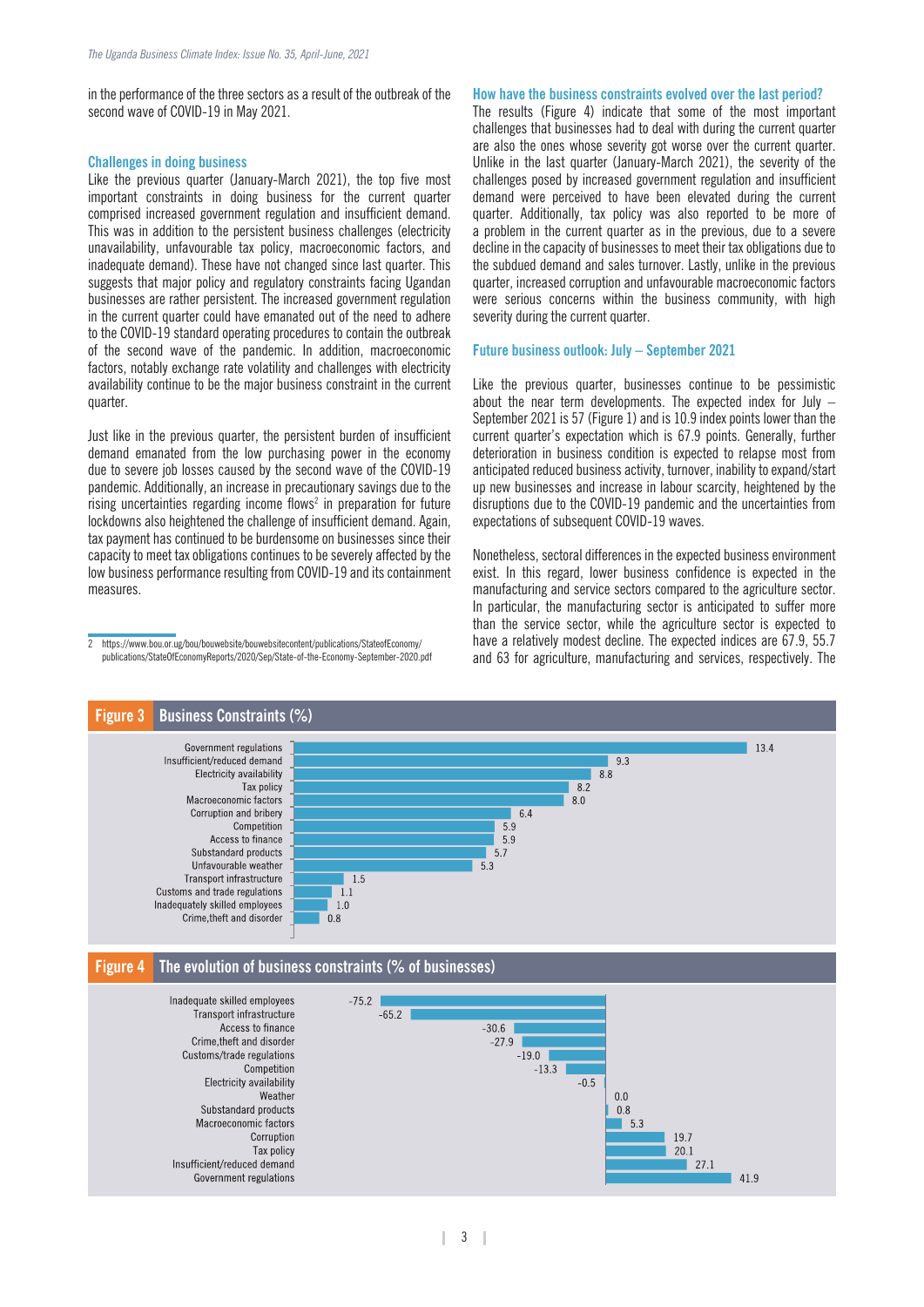in the performance of the three sectors as a result of the outbreak of the second wave of COVID-19 in May 2021.

### Challenges in doing business

Like the previous quarter (January-March 2021), the top five most important constraints in doing business for the current quarter comprised increased government regulation and insufficient demand. This was in addition to the persistent business challenges (electricity unavailability, unfavourable tax policy, macroeconomic factors, and inadequate demand). These have not changed since last quarter. This suggests that major policy and regulatory constraints facing Ugandan businesses are rather persistent. The increased government regulation in the current quarter could have emanated out of the need to adhere to the COVID-19 standard operating procedures to contain the outbreak of the second wave of the pandemic. In addition, macroeconomic factors, notably exchange rate volatility and challenges with electricity availability continue to be the major business constraint in the current quarter.

Just like in the previous quarter, the persistent burden of insufficient demand emanated from the low purchasing power in the economy due to severe job losses caused by the second wave of the COVID-19 pandemic. Additionally, an increase in precautionary savings due to the rising uncertainties regarding income flows[2] in preparation for future lockdowns also heightened the challenge of insufficient demand. Again, tax payment has continued to be burdensome on businesses since their capacity to meet tax obligations continues to be severely affected by the low business performance resulting from COVID-19 and its containment measures.

[2] https://www.bou.or.ug/bou/bouwebsite/bouwebsitecontent/publications/StateofEconomy/publications/StateOfEconomyReports/2020/Sep/State-of-the-Economy-September-2020.pdf

### How have the business constraints evolved over the last period?

The results (Figure 4) indicate that some of the most important challenges that businesses had to deal with during the current quarter are also the ones whose severity got worse over the current quarter. Unlike in the last quarter (January-March 2021), the severity of the challenges posed by increased government regulation and insufficient demand were perceived to have been elevated during the current quarter. Additionally, tax policy was also reported to be more of a problem in the current quarter as in the previous, due to a severe decline in the capacity of businesses to meet their tax obligations due to the subdued demand and sales turnover. Lastly, unlike in the previous quarter, increased corruption and unfavourable macroeconomic factors were serious concerns within the business community, with high severity during the current quarter.

### Future business outlook: July – September 2021

Like the previous quarter, businesses continue to be pessimistic about the near term developments. The expected index for July – September 2021 is 57 (Figure 1) and is 10.9 index points lower than the current quarter's expectation which is 67.9 points. Generally, further deterioration in business condition is expected to relapse most from anticipated reduced business activity, turnover, inability to expand/start up new businesses and increase in labour scarcity, heightened by the disruptions due to the COVID-19 pandemic and the uncertainties from expectations of subsequent COVID-19 waves.

Nonetheless, sectoral differences in the expected business environment exist. In this regard, lower business confidence is expected in the manufacturing and service sectors compared to the agriculture sector. In particular, the manufacturing sector is anticipated to suffer more than the service sector, while the agriculture sector is expected to have a relatively modest decline. The expected indices are 67.9, 55.7 and 63 for agriculture, manufacturing and services, respectively. The

**Figure 3 Business Constraints (%)**

| Constraint | % |
|---|---|
| Government regulations | 13.4 |
| Insufficient/reduced demand | 9.3 |
| Electricity availability | 8.8 |
| Tax policy | 8.2 |
| Macroeconomic factors | 8.0 |
| Corruption and bribery | 6.4 |
| Competition | 5.9 |
| Access to finance | 5.9 |
| Substandard products | 5.7 |
| Unfavourable weather | 5.3 |
| Transport infrastructure | 1.5 |
| Customs and trade regulations | 1.1 |
| Inadequately skilled employees | 1.0 |
| Crime,theft and disorder | 0.8 |

**Figure 4 The evolution of business constraints (% of businesses)**

| Constraint | % |
|---|---|
| Inadequate skilled employees | -75.2 |
| Transport infrastructure | -65.2 |
| Access to finance | -30.6 |
| Crime,theft and disorder | -27.9 |
| Customs/trade regulations | -19.0 |
| Competition | -13.3 |
| Electricity availability | -0.5 |
| Weather | 0.0 |
| Substandard products | 0.8 |
| Macroeconomic factors | 5.3 |
| Corruption | 19.7 |
| Tax policy | 20.1 |
| Insufficient/reduced demand | 27.1 |
| Government regulations | 41.9 |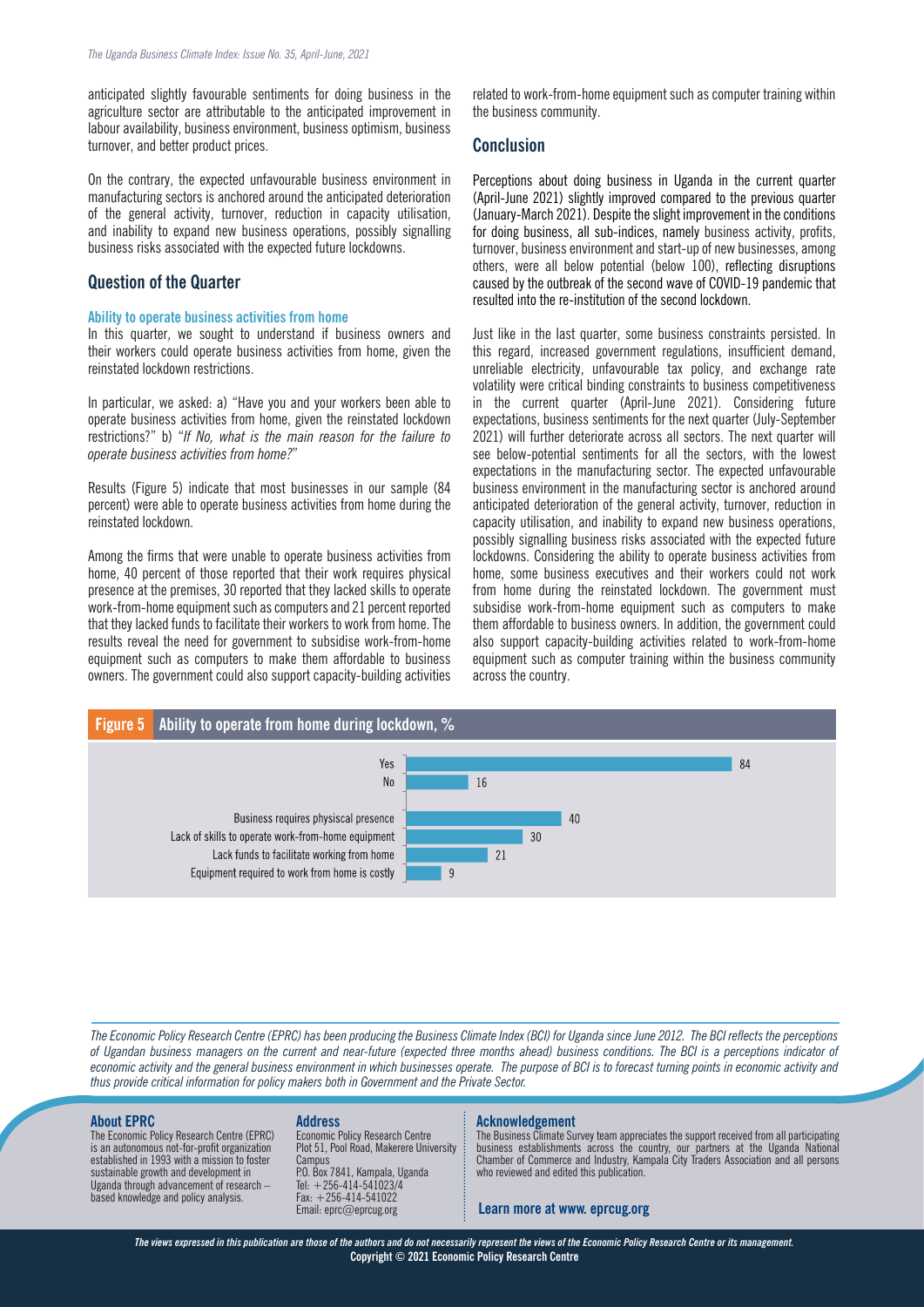anticipated slightly favourable sentiments for doing business in the agriculture sector are attributable to the anticipated improvement in labour availability, business environment, business optimism, business turnover, and better product prices.

On the contrary, the expected unfavourable business environment in manufacturing sectors is anchored around the anticipated deterioration of the general activity, turnover, reduction in capacity utilisation, and inability to expand new business operations, possibly signalling business risks associated with the expected future lockdowns.

## Question of the Quarter

### Ability to operate business activities from home

In this quarter, we sought to understand if business owners and their workers could operate business activities from home, given the reinstated lockdown restrictions.

In particular, we asked: a) "Have you and your workers been able to operate business activities from home, given the reinstated lockdown restrictions?" b) "*If No, what is the main reason for the failure to operate business activities from home?*"

Results (Figure 5) indicate that most businesses in our sample (84 percent) were able to operate business activities from home during the reinstated lockdown.

Among the firms that were unable to operate business activities from home, 40 percent of those reported that their work requires physical presence at the premises, 30 reported that they lacked skills to operate work-from-home equipment such as computers and 21 percent reported that they lacked funds to facilitate their workers to work from home. The results reveal the need for government to subsidise work-from-home equipment such as computers to make them affordable to business owners. The government could also support capacity-building activities related to work-from-home equipment such as computer training within the business community.

## Conclusion

Perceptions about doing business in Uganda in the current quarter (April-June 2021) slightly improved compared to the previous quarter (January-March 2021). Despite the slight improvement in the conditions for doing business, all sub-indices, namely business activity, profits, turnover, business environment and start-up of new businesses, among others, were all below potential (below 100), reflecting disruptions caused by the outbreak of the second wave of COVID-19 pandemic that resulted into the re-institution of the second lockdown.

Just like in the last quarter, some business constraints persisted. In this regard, increased government regulations, insufficient demand, unreliable electricity, unfavourable tax policy, and exchange rate volatility were critical binding constraints to business competitiveness in the current quarter (April-June 2021). Considering future expectations, business sentiments for the next quarter (July-September 2021) will further deteriorate across all sectors. The next quarter will see below-potential sentiments for all the sectors, with the lowest expectations in the manufacturing sector. The expected unfavourable business environment in the manufacturing sector is anchored around anticipated deterioration of the general activity, turnover, reduction in capacity utilisation, and inability to expand new business operations, possibly signalling business risks associated with the expected future lockdowns. Considering the ability to operate business activities from home, some business executives and their workers could not work from home during the reinstated lockdown. The government must subsidise work-from-home equipment such as computers to make them affordable to business owners. In addition, the government could also support capacity-building activities related to work-from-home equipment such as computer training within the business community across the country.

**Figure 5** Ability to operate from home during lockdown, %

Yes 84
No 16
Business requires physiscal presence 40
Lack of skills to operate work-from-home equipment 30
Lack funds to facilitate working from home 21
Equipment required to work from home is costly 9

*The Economic Policy Research Centre (EPRC) has been producing the Business Climate Index (BCI) for Uganda since June 2012. The BCI reflects the perceptions of Ugandan business managers on the current and near-future (expected three months ahead) business conditions. The BCI is a perceptions indicator of economic activity and the general business environment in which businesses operate. The purpose of BCI is to forecast turning points in economic activity and thus provide critical information for policy makers both in Government and the Private Sector.*

**About EPRC**
The Economic Policy Research Centre (EPRC) is an autonomous not-for-profit organization established in 1993 with a mission to foster sustainable growth and development in Uganda through advancement of research – based knowledge and policy analysis.

**Address**
Economic Policy Research Centre
Plot 51, Pool Road, Makerere University Campus
P.O. Box 7841, Kampala, Uganda
Tel: +256-414-541023/4
Fax: +256-414-541022
Email: eprc@eprcug.org

**Acknowledgement**
The Business Climate Survey team appreciates the support received from all participating business establishments across the country, our partners at the Uganda National Chamber of Commerce and Industry, Kampala City Traders Association and all persons who reviewed and edited this publication.

**Learn more at www. eprcug.org**

*The views expressed in this publication are those of the authors and do not necessarily represent the views of the Economic Policy Research Centre or its management.*
**Copyright © 2021 Economic Policy Research Centre**